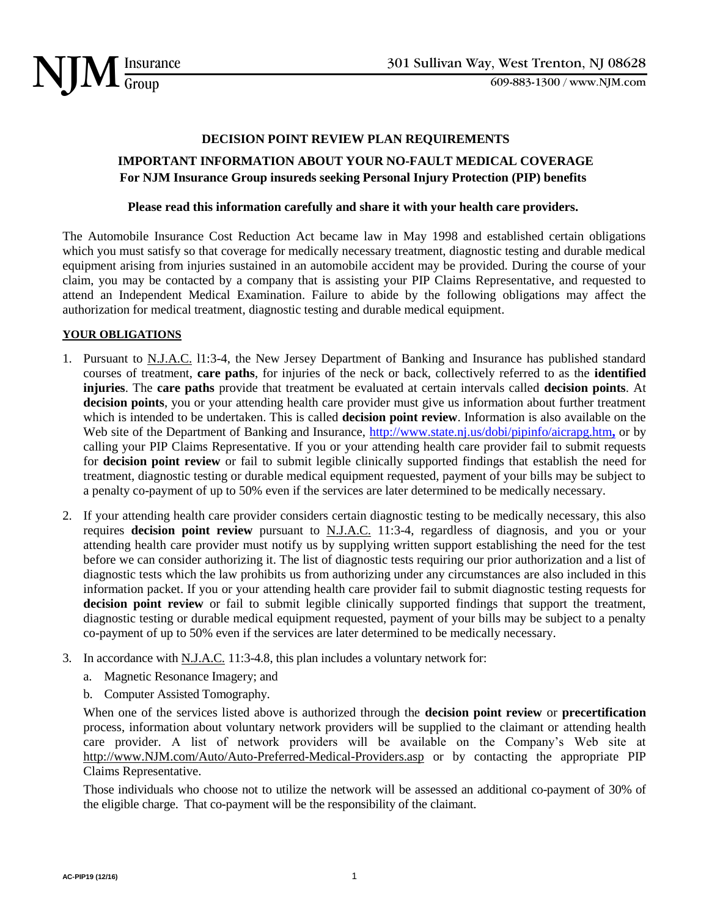NJM Insurance Group

301 Sullivan Way, West Trenton, NJ 08628

609-883-1300 / www.NJM.com

**DECISION POINT REVIEW PLAN REQUIREMENTS**

**IMPORTANT INFORMATION ABOUT YOUR NO-FAULT MEDICAL COVERAGE**
**For NJM Insurance Group insureds seeking Personal Injury Protection (PIP) benefits**

**Please read this information carefully and share it with your health care providers.**

The Automobile Insurance Cost Reduction Act became law in May 1998 and established certain obligations which you must satisfy so that coverage for medically necessary treatment, diagnostic testing and durable medical equipment arising from injuries sustained in an automobile accident may be provided. During the course of your claim, you may be contacted by a company that is assisting your PIP Claims Representative, and requested to attend an Independent Medical Examination. Failure to abide by the following obligations may affect the authorization for medical treatment, diagnostic testing and durable medical equipment.

**YOUR OBLIGATIONS**

1. Pursuant to N.J.A.C. l1:3-4, the New Jersey Department of Banking and Insurance has published standard courses of treatment, **care paths**, for injuries of the neck or back, collectively referred to as the **identified injuries**. The **care paths** provide that treatment be evaluated at certain intervals called **decision points**. At **decision points**, you or your attending health care provider must give us information about further treatment which is intended to be undertaken. This is called **decision point review**. Information is also available on the Web site of the Department of Banking and Insurance, http://www.state.nj.us/dobi/pipinfo/aicrapg.htm, or by calling your PIP Claims Representative. If you or your attending health care provider fail to submit requests for **decision point review** or fail to submit legible clinically supported findings that establish the need for treatment, diagnostic testing or durable medical equipment requested, payment of your bills may be subject to a penalty co-payment of up to 50% even if the services are later determined to be medically necessary.

2. If your attending health care provider considers certain diagnostic testing to be medically necessary, this also requires **decision point review** pursuant to N.J.A.C. 11:3-4, regardless of diagnosis, and you or your attending health care provider must notify us by supplying written support establishing the need for the test before we can consider authorizing it. The list of diagnostic tests requiring our prior authorization and a list of diagnostic tests which the law prohibits us from authorizing under any circumstances are also included in this information packet. If you or your attending health care provider fail to submit diagnostic testing requests for **decision point review** or fail to submit legible clinically supported findings that support the treatment, diagnostic testing or durable medical equipment requested, payment of your bills may be subject to a penalty co-payment of up to 50% even if the services are later determined to be medically necessary.

3. In accordance with N.J.A.C. 11:3-4.8, this plan includes a voluntary network for:

   a. Magnetic Resonance Imagery; and

   b. Computer Assisted Tomography.

   When one of the services listed above is authorized through the **decision point review** or **precertification** process, information about voluntary network providers will be supplied to the claimant or attending health care provider. A list of network providers will be available on the Company's Web site at http://www.NJM.com/Auto/Auto-Preferred-Medical-Providers.asp or by contacting the appropriate PIP Claims Representative.

   Those individuals who choose not to utilize the network will be assessed an additional co-payment of 30% of the eligible charge. That co-payment will be the responsibility of the claimant.

AC-PIP19 (12/16)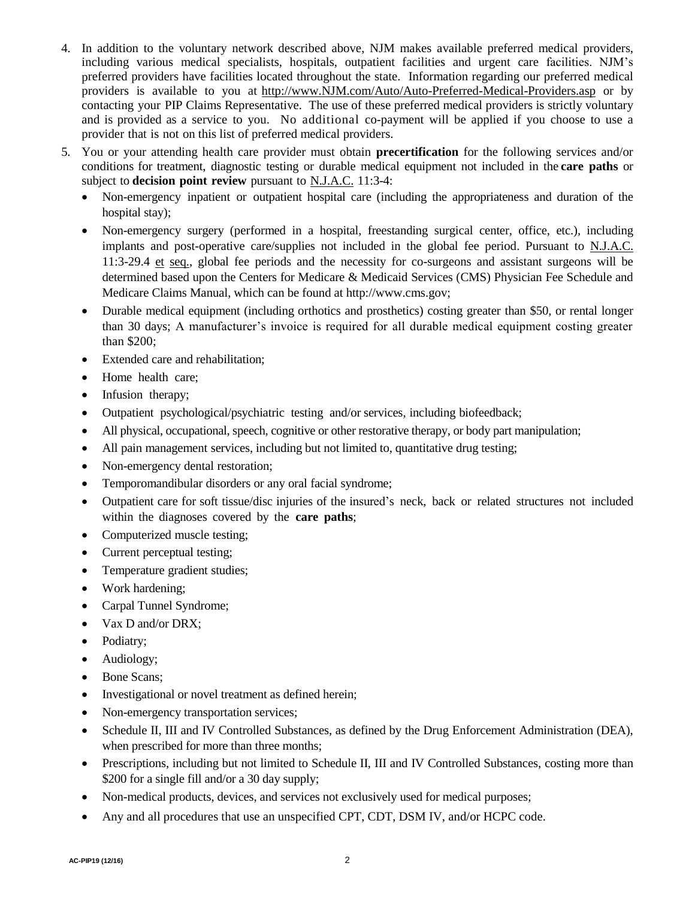4. In addition to the voluntary network described above, NJM makes available preferred medical providers, including various medical specialists, hospitals, outpatient facilities and urgent care facilities. NJM's preferred providers have facilities located throughout the state. Information regarding our preferred medical providers is available to you at http://www.NJM.com/Auto/Auto-Preferred-Medical-Providers.asp or by contacting your PIP Claims Representative. The use of these preferred medical providers is strictly voluntary and is provided as a service to you. No additional co-payment will be applied if you choose to use a provider that is not on this list of preferred medical providers.
5. You or your attending health care provider must obtain **precertification** for the following services and/or conditions for treatment, diagnostic testing or durable medical equipment not included in the **care paths** or subject to **decision point review** pursuant to N.J.A.C. 11:3-4:
   - Non-emergency inpatient or outpatient hospital care (including the appropriateness and duration of the hospital stay);
   - Non-emergency surgery (performed in a hospital, freestanding surgical center, office, etc.), including implants and post-operative care/supplies not included in the global fee period. Pursuant to N.J.A.C. 11:3-29.4 et seq., global fee periods and the necessity for co-surgeons and assistant surgeons will be determined based upon the Centers for Medicare & Medicaid Services (CMS) Physician Fee Schedule and Medicare Claims Manual, which can be found at http://www.cms.gov;
   - Durable medical equipment (including orthotics and prosthetics) costing greater than $50, or rental longer than 30 days; A manufacturer's invoice is required for all durable medical equipment costing greater than $200;
   - Extended care and rehabilitation;
   - Home health care;
   - Infusion therapy;
   - Outpatient psychological/psychiatric testing and/or services, including biofeedback;
   - All physical, occupational, speech, cognitive or other restorative therapy, or body part manipulation;
   - All pain management services, including but not limited to, quantitative drug testing;
   - Non-emergency dental restoration;
   - Temporomandibular disorders or any oral facial syndrome;
   - Outpatient care for soft tissue/disc injuries of the insured's neck, back or related structures not included within the diagnoses covered by the **care paths**;
   - Computerized muscle testing;
   - Current perceptual testing;
   - Temperature gradient studies;
   - Work hardening;
   - Carpal Tunnel Syndrome;
   - Vax D and/or DRX;
   - Podiatry;
   - Audiology;
   - Bone Scans;
   - Investigational or novel treatment as defined herein;
   - Non-emergency transportation services;
   - Schedule II, III and IV Controlled Substances, as defined by the Drug Enforcement Administration (DEA), when prescribed for more than three months;
   - Prescriptions, including but not limited to Schedule II, III and IV Controlled Substances, costing more than $200 for a single fill and/or a 30 day supply;
   - Non-medical products, devices, and services not exclusively used for medical purposes;
   - Any and all procedures that use an unspecified CPT, CDT, DSM IV, and/or HCPC code.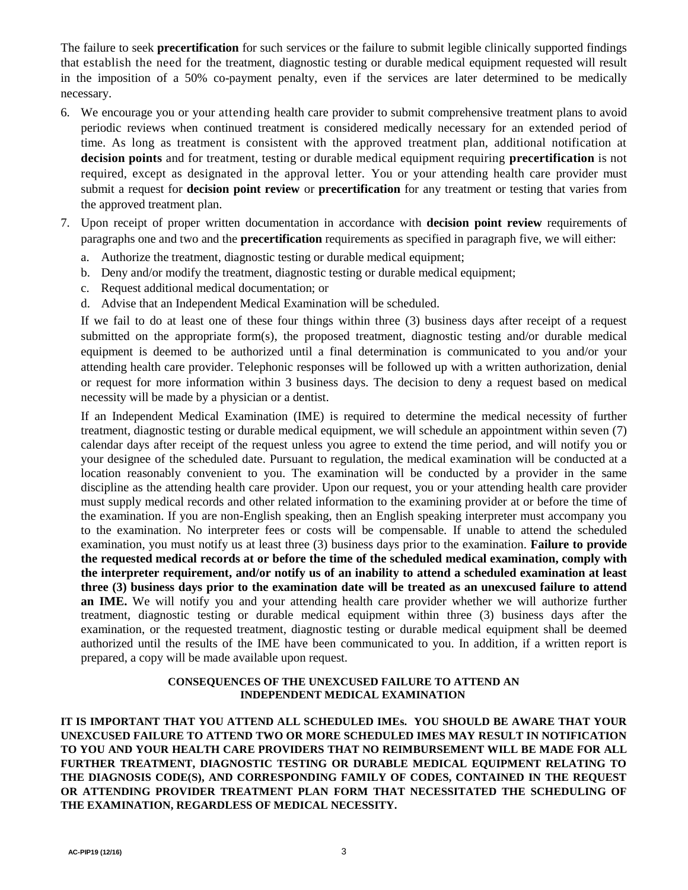The failure to seek **precertification** for such services or the failure to submit legible clinically supported findings that establish the need for the treatment, diagnostic testing or durable medical equipment requested will result in the imposition of a 50% co-payment penalty, even if the services are later determined to be medically necessary.

6. We encourage you or your attending health care provider to submit comprehensive treatment plans to avoid periodic reviews when continued treatment is considered medically necessary for an extended period of time. As long as treatment is consistent with the approved treatment plan, additional notification at **decision points** and for treatment, testing or durable medical equipment requiring **precertification** is not required, except as designated in the approval letter. You or your attending health care provider must submit a request for **decision point review** or **precertification** for any treatment or testing that varies from the approved treatment plan.

7. Upon receipt of proper written documentation in accordance with **decision point review** requirements of paragraphs one and two and the **precertification** requirements as specified in paragraph five, we will either:

   a. Authorize the treatment, diagnostic testing or durable medical equipment;
   b. Deny and/or modify the treatment, diagnostic testing or durable medical equipment;
   c. Request additional medical documentation; or
   d. Advise that an Independent Medical Examination will be scheduled.

   If we fail to do at least one of these four things within three (3) business days after receipt of a request submitted on the appropriate form(s), the proposed treatment, diagnostic testing and/or durable medical equipment is deemed to be authorized until a final determination is communicated to you and/or your attending health care provider. Telephonic responses will be followed up with a written authorization, denial or request for more information within 3 business days. The decision to deny a request based on medical necessity will be made by a physician or a dentist.

   If an Independent Medical Examination (IME) is required to determine the medical necessity of further treatment, diagnostic testing or durable medical equipment, we will schedule an appointment within seven (7) calendar days after receipt of the request unless you agree to extend the time period, and will notify you or your designee of the scheduled date. Pursuant to regulation, the medical examination will be conducted at a location reasonably convenient to you. The examination will be conducted by a provider in the same discipline as the attending health care provider. Upon our request, you or your attending health care provider must supply medical records and other related information to the examining provider at or before the time of the examination. If you are non-English speaking, then an English speaking interpreter must accompany you to the examination. No interpreter fees or costs will be compensable. If unable to attend the scheduled examination, you must notify us at least three (3) business days prior to the examination. **Failure to provide the requested medical records at or before the time of the scheduled medical examination, comply with the interpreter requirement, and/or notify us of an inability to attend a scheduled examination at least three (3) business days prior to the examination date will be treated as an unexcused failure to attend an IME.** We will notify you and your attending health care provider whether we will authorize further treatment, diagnostic testing or durable medical equipment within three (3) business days after the examination, or the requested treatment, diagnostic testing or durable medical equipment shall be deemed authorized until the results of the IME have been communicated to you. In addition, if a written report is prepared, a copy will be made available upon request.

## CONSEQUENCES OF THE UNEXCUSED FAILURE TO ATTEND AN INDEPENDENT MEDICAL EXAMINATION

**IT IS IMPORTANT THAT YOU ATTEND ALL SCHEDULED IMEs. YOU SHOULD BE AWARE THAT YOUR UNEXCUSED FAILURE TO ATTEND TWO OR MORE SCHEDULED IMES MAY RESULT IN NOTIFICATION TO YOU AND YOUR HEALTH CARE PROVIDERS THAT NO REIMBURSEMENT WILL BE MADE FOR ALL FURTHER TREATMENT, DIAGNOSTIC TESTING OR DURABLE MEDICAL EQUIPMENT RELATING TO THE DIAGNOSIS CODE(S), AND CORRESPONDING FAMILY OF CODES, CONTAINED IN THE REQUEST OR ATTENDING PROVIDER TREATMENT PLAN FORM THAT NECESSITATED THE SCHEDULING OF THE EXAMINATION, REGARDLESS OF MEDICAL NECESSITY.**

AC-PIP19 (12/16)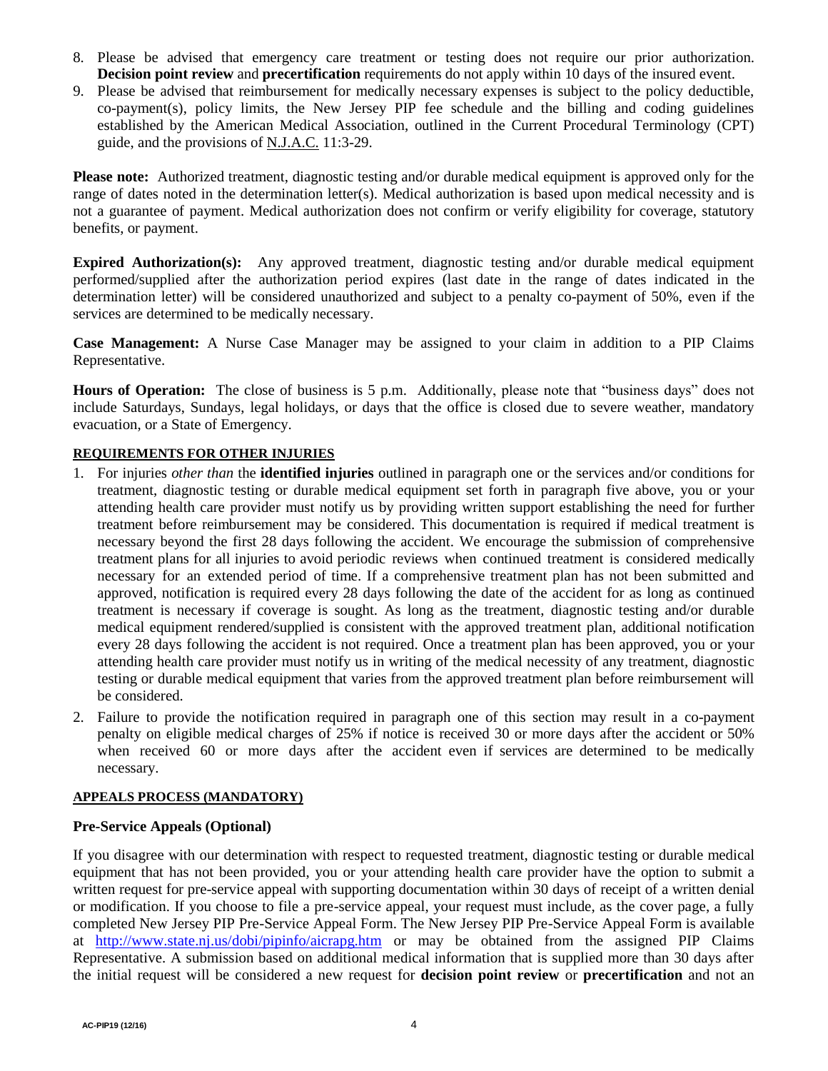8. Please be advised that emergency care treatment or testing does not require our prior authorization. **Decision point review** and **precertification** requirements do not apply within 10 days of the insured event.
9. Please be advised that reimbursement for medically necessary expenses is subject to the policy deductible, co-payment(s), policy limits, the New Jersey PIP fee schedule and the billing and coding guidelines established by the American Medical Association, outlined in the Current Procedural Terminology (CPT) guide, and the provisions of N.J.A.C. 11:3-29.

**Please note:** Authorized treatment, diagnostic testing and/or durable medical equipment is approved only for the range of dates noted in the determination letter(s). Medical authorization is based upon medical necessity and is not a guarantee of payment. Medical authorization does not confirm or verify eligibility for coverage, statutory benefits, or payment.

**Expired Authorization(s):** Any approved treatment, diagnostic testing and/or durable medical equipment performed/supplied after the authorization period expires (last date in the range of dates indicated in the determination letter) will be considered unauthorized and subject to a penalty co-payment of 50%, even if the services are determined to be medically necessary.

**Case Management:** A Nurse Case Manager may be assigned to your claim in addition to a PIP Claims Representative.

**Hours of Operation:** The close of business is 5 p.m. Additionally, please note that "business days" does not include Saturdays, Sundays, legal holidays, or days that the office is closed due to severe weather, mandatory evacuation, or a State of Emergency.

**REQUIREMENTS FOR OTHER INJURIES**

1. For injuries *other than* the **identified injuries** outlined in paragraph one or the services and/or conditions for treatment, diagnostic testing or durable medical equipment set forth in paragraph five above, you or your attending health care provider must notify us by providing written support establishing the need for further treatment before reimbursement may be considered. This documentation is required if medical treatment is necessary beyond the first 28 days following the accident. We encourage the submission of comprehensive treatment plans for all injuries to avoid periodic reviews when continued treatment is considered medically necessary for an extended period of time. If a comprehensive treatment plan has not been submitted and approved, notification is required every 28 days following the date of the accident for as long as continued treatment is necessary if coverage is sought. As long as the treatment, diagnostic testing and/or durable medical equipment rendered/supplied is consistent with the approved treatment plan, additional notification every 28 days following the accident is not required. Once a treatment plan has been approved, you or your attending health care provider must notify us in writing of the medical necessity of any treatment, diagnostic testing or durable medical equipment that varies from the approved treatment plan before reimbursement will be considered.
2. Failure to provide the notification required in paragraph one of this section may result in a co-payment penalty on eligible medical charges of 25% if notice is received 30 or more days after the accident or 50% when received 60 or more days after the accident even if services are determined to be medically necessary.

**APPEALS PROCESS (MANDATORY)**

### Pre-Service Appeals (Optional)

If you disagree with our determination with respect to requested treatment, diagnostic testing or durable medical equipment that has not been provided, you or your attending health care provider have the option to submit a written request for pre-service appeal with supporting documentation within 30 days of receipt of a written denial or modification. If you choose to file a pre-service appeal, your request must include, as the cover page, a fully completed New Jersey PIP Pre-Service Appeal Form. The New Jersey PIP Pre-Service Appeal Form is available at http://www.state.nj.us/dobi/pipinfo/aicrapg.htm or may be obtained from the assigned PIP Claims Representative. A submission based on additional medical information that is supplied more than 30 days after the initial request will be considered a new request for **decision point review** or **precertification** and not an

AC-PIP19 (12/16)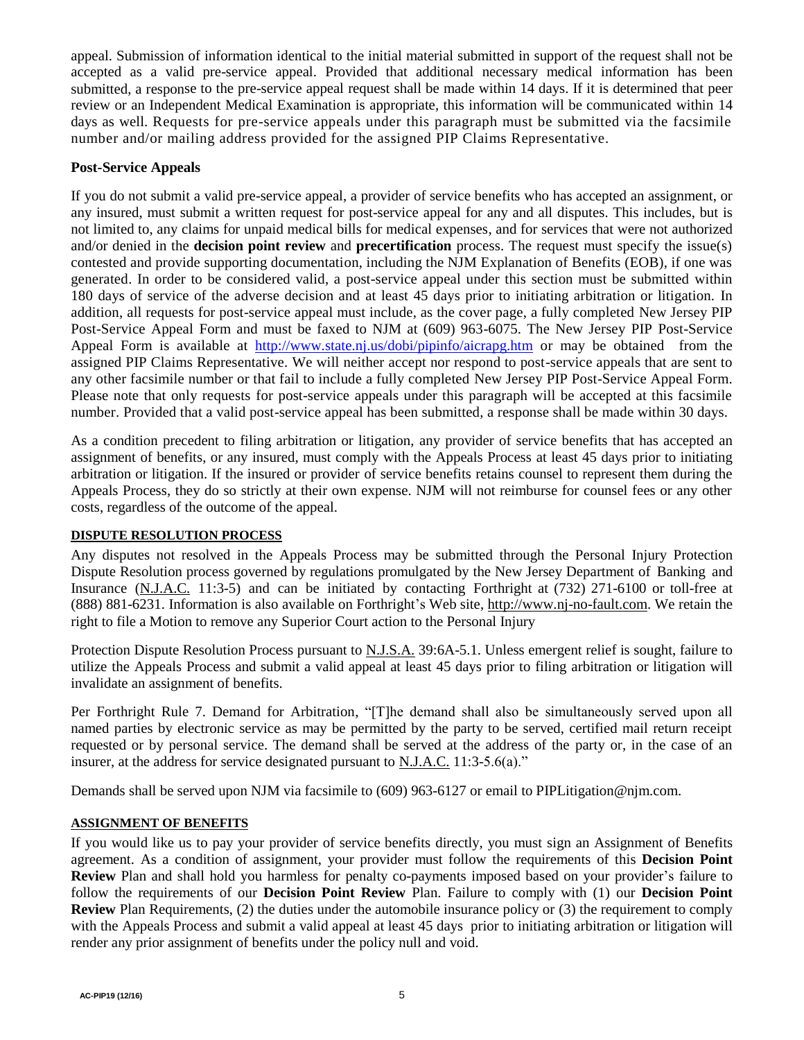appeal. Submission of information identical to the initial material submitted in support of the request shall not be accepted as a valid pre-service appeal. Provided that additional necessary medical information has been submitted, a response to the pre-service appeal request shall be made within 14 days. If it is determined that peer review or an Independent Medical Examination is appropriate, this information will be communicated within 14 days as well. Requests for pre-service appeals under this paragraph must be submitted via the facsimile number and/or mailing address provided for the assigned PIP Claims Representative.

**Post-Service Appeals**

If you do not submit a valid pre-service appeal, a provider of service benefits who has accepted an assignment, or any insured, must submit a written request for post-service appeal for any and all disputes. This includes, but is not limited to, any claims for unpaid medical bills for medical expenses, and for services that were not authorized and/or denied in the **decision point review** and **precertification** process. The request must specify the issue(s) contested and provide supporting documentation, including the NJM Explanation of Benefits (EOB), if one was generated. In order to be considered valid, a post-service appeal under this section must be submitted within 180 days of service of the adverse decision and at least 45 days prior to initiating arbitration or litigation. In addition, all requests for post-service appeal must include, as the cover page, a fully completed New Jersey PIP Post-Service Appeal Form and must be faxed to NJM at (609) 963-6075. The New Jersey PIP Post-Service Appeal Form is available at http://www.state.nj.us/dobi/pipinfo/aicrapg.htm or may be obtained from the assigned PIP Claims Representative. We will neither accept nor respond to post-service appeals that are sent to any other facsimile number or that fail to include a fully completed New Jersey PIP Post-Service Appeal Form. Please note that only requests for post-service appeals under this paragraph will be accepted at this facsimile number. Provided that a valid post-service appeal has been submitted, a response shall be made within 30 days.

As a condition precedent to filing arbitration or litigation, any provider of service benefits that has accepted an assignment of benefits, or any insured, must comply with the Appeals Process at least 45 days prior to initiating arbitration or litigation. If the insured or provider of service benefits retains counsel to represent them during the Appeals Process, they do so strictly at their own expense. NJM will not reimburse for counsel fees or any other costs, regardless of the outcome of the appeal.

**DISPUTE RESOLUTION PROCESS**

Any disputes not resolved in the Appeals Process may be submitted through the Personal Injury Protection Dispute Resolution process governed by regulations promulgated by the New Jersey Department of Banking and Insurance (N.J.A.C. 11:3-5) and can be initiated by contacting Forthright at (732) 271-6100 or toll-free at (888) 881-6231. Information is also available on Forthright's Web site, http://www.nj-no-fault.com. We retain the right to file a Motion to remove any Superior Court action to the Personal Injury

Protection Dispute Resolution Process pursuant to N.J.S.A. 39:6A-5.1. Unless emergent relief is sought, failure to utilize the Appeals Process and submit a valid appeal at least 45 days prior to filing arbitration or litigation will invalidate an assignment of benefits.

Per Forthright Rule 7. Demand for Arbitration, "[T]he demand shall also be simultaneously served upon all named parties by electronic service as may be permitted by the party to be served, certified mail return receipt requested or by personal service. The demand shall be served at the address of the party or, in the case of an insurer, at the address for service designated pursuant to N.J.A.C. 11:3-5.6(a)."

Demands shall be served upon NJM via facsimile to (609) 963-6127 or email to PIPLitigation@njm.com.

**ASSIGNMENT OF BENEFITS**

If you would like us to pay your provider of service benefits directly, you must sign an Assignment of Benefits agreement. As a condition of assignment, your provider must follow the requirements of this **Decision Point Review** Plan and shall hold you harmless for penalty co-payments imposed based on your provider's failure to follow the requirements of our **Decision Point Review** Plan. Failure to comply with (1) our **Decision Point Review** Plan Requirements, (2) the duties under the automobile insurance policy or (3) the requirement to comply with the Appeals Process and submit a valid appeal at least 45 days prior to initiating arbitration or litigation will render any prior assignment of benefits under the policy null and void.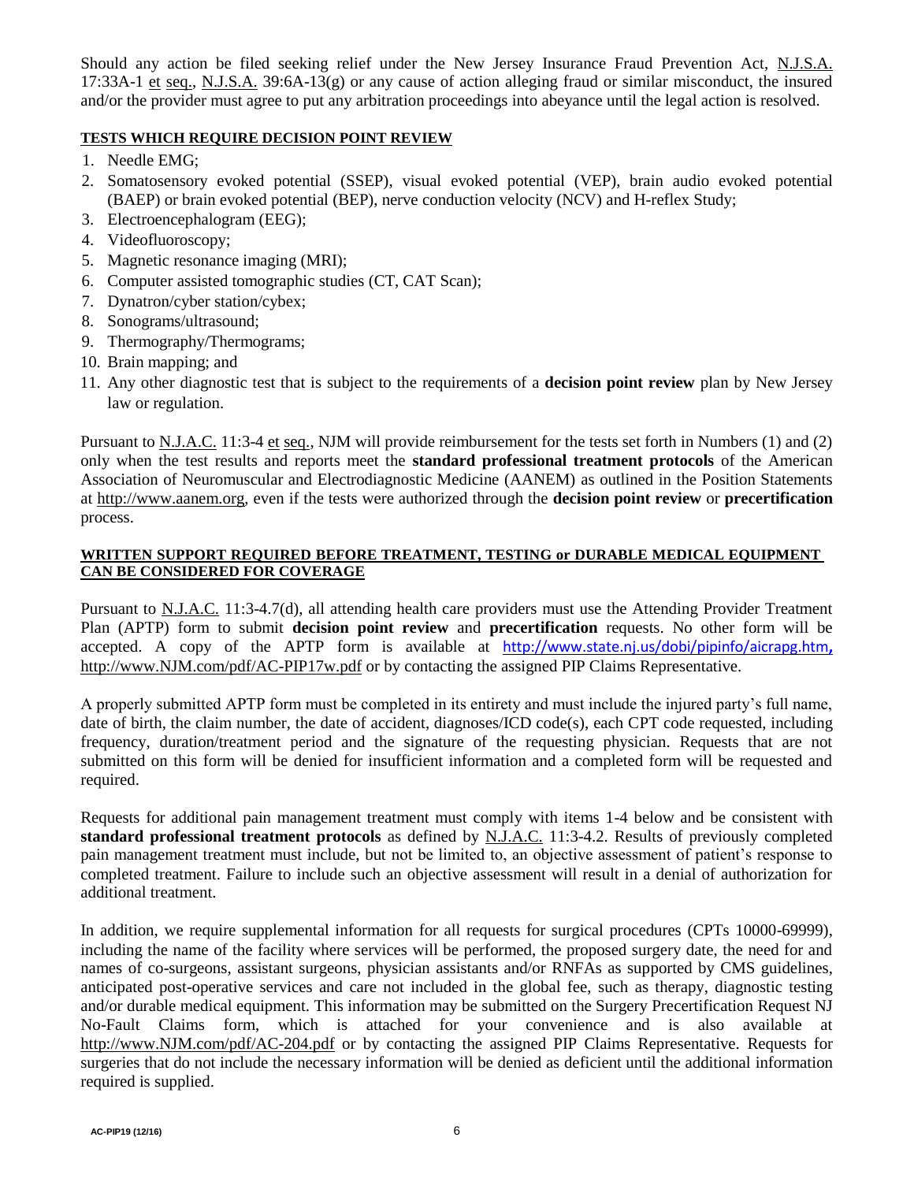Should any action be filed seeking relief under the New Jersey Insurance Fraud Prevention Act, N.J.S.A. 17:33A-1 et seq., N.J.S.A. 39:6A-13(g) or any cause of action alleging fraud or similar misconduct, the insured and/or the provider must agree to put any arbitration proceedings into abeyance until the legal action is resolved.

**TESTS WHICH REQUIRE DECISION POINT REVIEW**

1. Needle EMG;
2. Somatosensory evoked potential (SSEP), visual evoked potential (VEP), brain audio evoked potential (BAEP) or brain evoked potential (BEP), nerve conduction velocity (NCV) and H-reflex Study;
3. Electroencephalogram (EEG);
4. Videofluoroscopy;
5. Magnetic resonance imaging (MRI);
6. Computer assisted tomographic studies (CT, CAT Scan);
7. Dynatron/cyber station/cybex;
8. Sonograms/ultrasound;
9. Thermography/Thermograms;
10. Brain mapping; and
11. Any other diagnostic test that is subject to the requirements of a **decision point review** plan by New Jersey law or regulation.

Pursuant to N.J.A.C. 11:3-4 et seq., NJM will provide reimbursement for the tests set forth in Numbers (1) and (2) only when the test results and reports meet the **standard professional treatment protocols** of the American Association of Neuromuscular and Electrodiagnostic Medicine (AANEM) as outlined in the Position Statements at http://www.aanem.org, even if the tests were authorized through the **decision point review** or **precertification** process.

**WRITTEN SUPPORT REQUIRED BEFORE TREATMENT, TESTING or DURABLE MEDICAL EQUIPMENT CAN BE CONSIDERED FOR COVERAGE**

Pursuant to N.J.A.C. 11:3-4.7(d), all attending health care providers must use the Attending Provider Treatment Plan (APTP) form to submit **decision point review** and **precertification** requests. No other form will be accepted. A copy of the APTP form is available at http://www.state.nj.us/dobi/pipinfo/aicrapg.htm, http://www.NJM.com/pdf/AC-PIP17w.pdf or by contacting the assigned PIP Claims Representative.

A properly submitted APTP form must be completed in its entirety and must include the injured party's full name, date of birth, the claim number, the date of accident, diagnoses/ICD code(s), each CPT code requested, including frequency, duration/treatment period and the signature of the requesting physician. Requests that are not submitted on this form will be denied for insufficient information and a completed form will be requested and required.

Requests for additional pain management treatment must comply with items 1-4 below and be consistent with **standard professional treatment protocols** as defined by N.J.A.C. 11:3-4.2. Results of previously completed pain management treatment must include, but not be limited to, an objective assessment of patient's response to completed treatment. Failure to include such an objective assessment will result in a denial of authorization for additional treatment.

In addition, we require supplemental information for all requests for surgical procedures (CPTs 10000-69999), including the name of the facility where services will be performed, the proposed surgery date, the need for and names of co-surgeons, assistant surgeons, physician assistants and/or RNFAs as supported by CMS guidelines, anticipated post-operative services and care not included in the global fee, such as therapy, diagnostic testing and/or durable medical equipment. This information may be submitted on the Surgery Precertification Request NJ No-Fault Claims form, which is attached for your convenience and is also available at http://www.NJM.com/pdf/AC-204.pdf or by contacting the assigned PIP Claims Representative. Requests for surgeries that do not include the necessary information will be denied as deficient until the additional information required is supplied.

AC-PIP19 (12/16)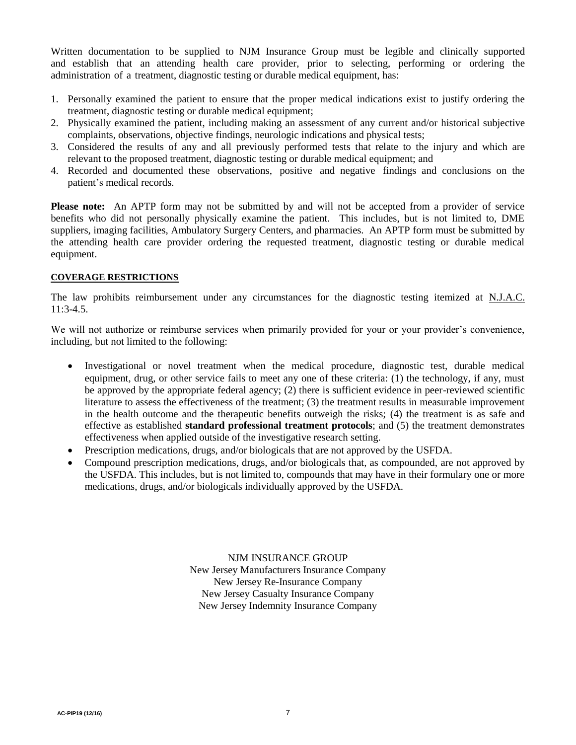Written documentation to be supplied to NJM Insurance Group must be legible and clinically supported and establish that an attending health care provider, prior to selecting, performing or ordering the administration of a treatment, diagnostic testing or durable medical equipment, has:

1. Personally examined the patient to ensure that the proper medical indications exist to justify ordering the treatment, diagnostic testing or durable medical equipment;
2. Physically examined the patient, including making an assessment of any current and/or historical subjective complaints, observations, objective findings, neurologic indications and physical tests;
3. Considered the results of any and all previously performed tests that relate to the injury and which are relevant to the proposed treatment, diagnostic testing or durable medical equipment; and
4. Recorded and documented these observations, positive and negative findings and conclusions on the patient's medical records.

**Please note:** An APTP form may not be submitted by and will not be accepted from a provider of service benefits who did not personally physically examine the patient. This includes, but is not limited to, DME suppliers, imaging facilities, Ambulatory Surgery Centers, and pharmacies. An APTP form must be submitted by the attending health care provider ordering the requested treatment, diagnostic testing or durable medical equipment.

**COVERAGE RESTRICTIONS**

The law prohibits reimbursement under any circumstances for the diagnostic testing itemized at N.J.A.C. 11:3-4.5.

We will not authorize or reimburse services when primarily provided for your or your provider's convenience, including, but not limited to the following:

- Investigational or novel treatment when the medical procedure, diagnostic test, durable medical equipment, drug, or other service fails to meet any one of these criteria: (1) the technology, if any, must be approved by the appropriate federal agency; (2) there is sufficient evidence in peer-reviewed scientific literature to assess the effectiveness of the treatment; (3) the treatment results in measurable improvement in the health outcome and the therapeutic benefits outweigh the risks; (4) the treatment is as safe and effective as established **standard professional treatment protocols**; and (5) the treatment demonstrates effectiveness when applied outside of the investigative research setting.
- Prescription medications, drugs, and/or biologicals that are not approved by the USFDA.
- Compound prescription medications, drugs, and/or biologicals that, as compounded, are not approved by the USFDA. This includes, but is not limited to, compounds that may have in their formulary one or more medications, drugs, and/or biologicals individually approved by the USFDA.

NJM INSURANCE GROUP
New Jersey Manufacturers Insurance Company
New Jersey Re-Insurance Company
New Jersey Casualty Insurance Company
New Jersey Indemnity Insurance Company

AC-PIP19 (12/16)